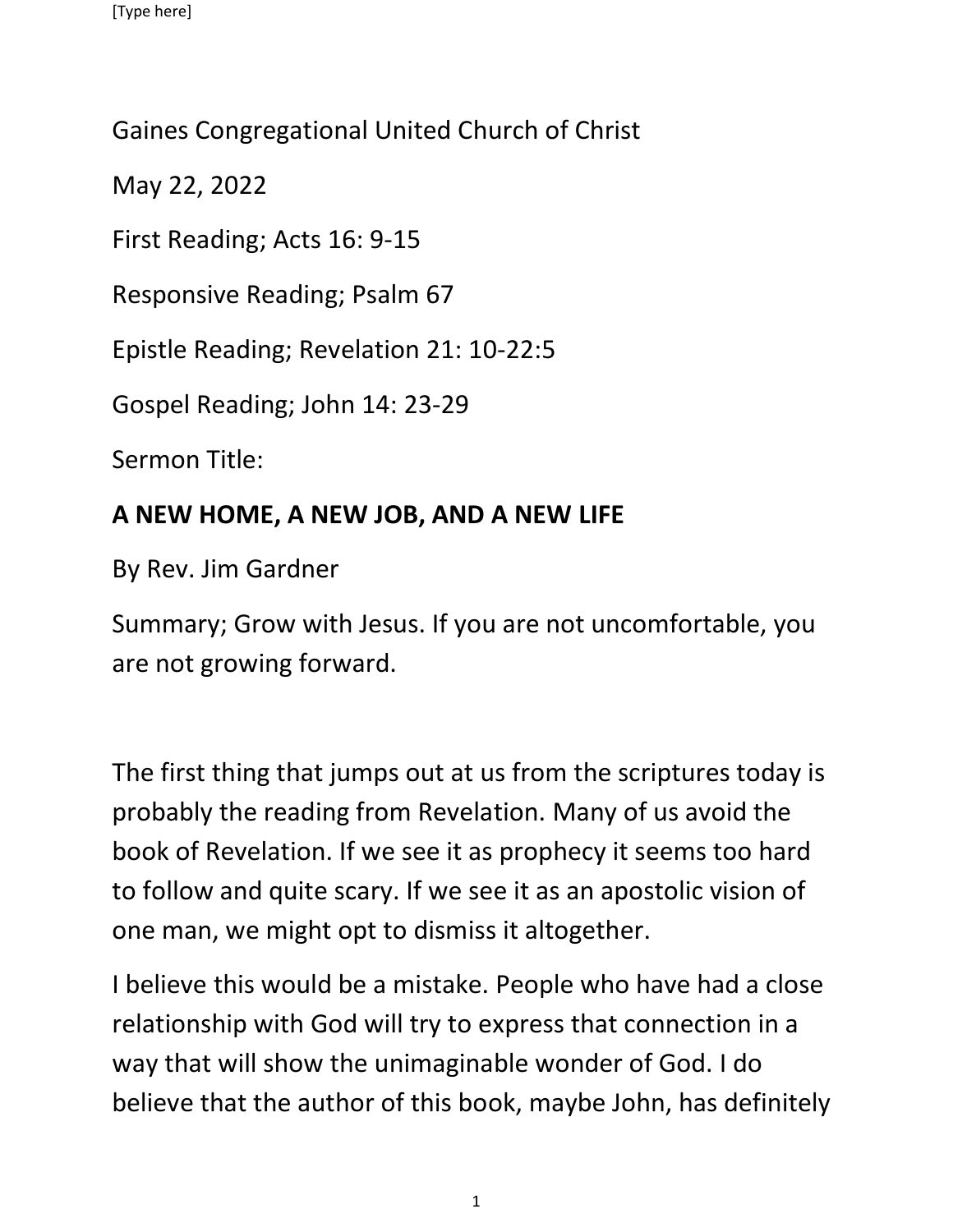Gaines Congregational United Church of Christ

May 22, 2022

First Reading; Acts 16: 9-15

Responsive Reading; Psalm 67

Epistle Reading; Revelation 21: 10-22:5

Gospel Reading; John 14: 23-29

Sermon Title:

**A NEW HOME, A NEW JOB, AND A NEW LIFE**

By Rev. Jim Gardner

Summary; Grow with Jesus. If you are not uncomfortable, you are not growing forward.

The first thing that jumps out at us from the scriptures today is probably the reading from Revelation. Many of us avoid the book of Revelation. If we see it as prophecy it seems too hard to follow and quite scary. If we see it as an apostolic vision of one man, we might opt to dismiss it altogether.

I believe this would be a mistake. People who have had a close relationship with God will try to express that connection in a way that will show the unimaginable wonder of God. I do believe that the author of this book, maybe John, has definitely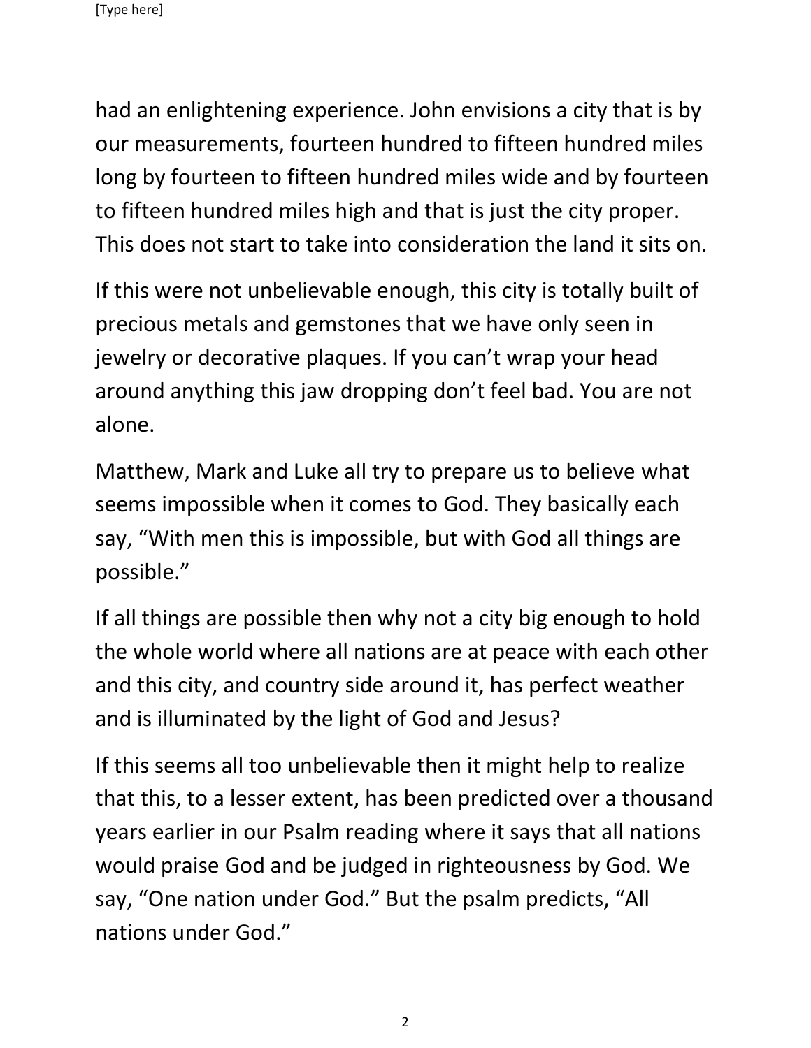had an enlightening experience. John envisions a city that is by our measurements, fourteen hundred to fifteen hundred miles long by fourteen to fifteen hundred miles wide and by fourteen to fifteen hundred miles high and that is just the city proper. This does not start to take into consideration the land it sits on.

If this were not unbelievable enough, this city is totally built of precious metals and gemstones that we have only seen in jewelry or decorative plaques. If you can't wrap your head around anything this jaw dropping don't feel bad. You are not alone.

Matthew, Mark and Luke all try to prepare us to believe what seems impossible when it comes to God. They basically each say, "With men this is impossible, but with God all things are possible."

If all things are possible then why not a city big enough to hold the whole world where all nations are at peace with each other and this city, and country side around it, has perfect weather and is illuminated by the light of God and Jesus?

If this seems all too unbelievable then it might help to realize that this, to a lesser extent, has been predicted over a thousand years earlier in our Psalm reading where it says that all nations would praise God and be judged in righteousness by God. We say, "One nation under God." But the psalm predicts, "All nations under God."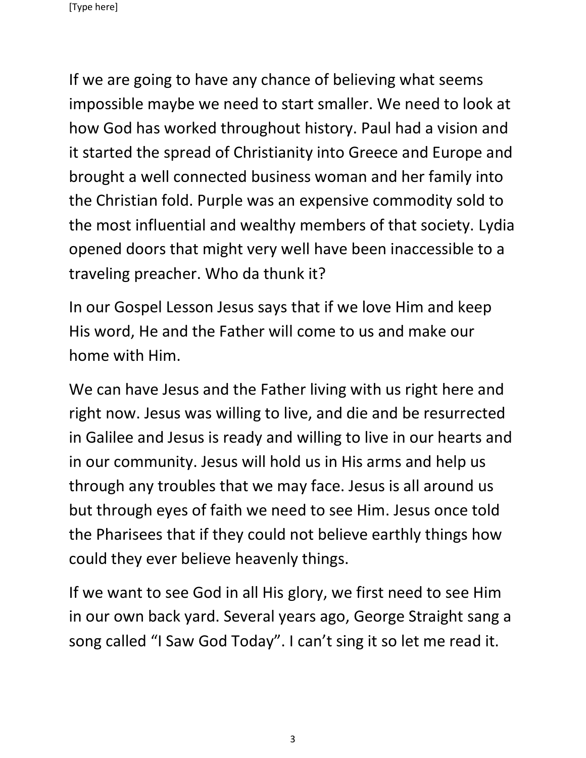If we are going to have any chance of believing what seems impossible maybe we need to start smaller. We need to look at how God has worked throughout history. Paul had a vision and it started the spread of Christianity into Greece and Europe and brought a well connected business woman and her family into the Christian fold. Purple was an expensive commodity sold to the most influential and wealthy members of that society. Lydia opened doors that might very well have been inaccessible to a traveling preacher. Who da thunk it?

In our Gospel Lesson Jesus says that if we love Him and keep His word, He and the Father will come to us and make our home with Him.

We can have Jesus and the Father living with us right here and right now. Jesus was willing to live, and die and be resurrected in Galilee and Jesus is ready and willing to live in our hearts and in our community. Jesus will hold us in His arms and help us through any troubles that we may face. Jesus is all around us but through eyes of faith we need to see Him. Jesus once told the Pharisees that if they could not believe earthly things how could they ever believe heavenly things.

If we want to see God in all His glory, we first need to see Him in our own back yard. Several years ago, George Straight sang a song called "I Saw God Today". I can't sing it so let me read it.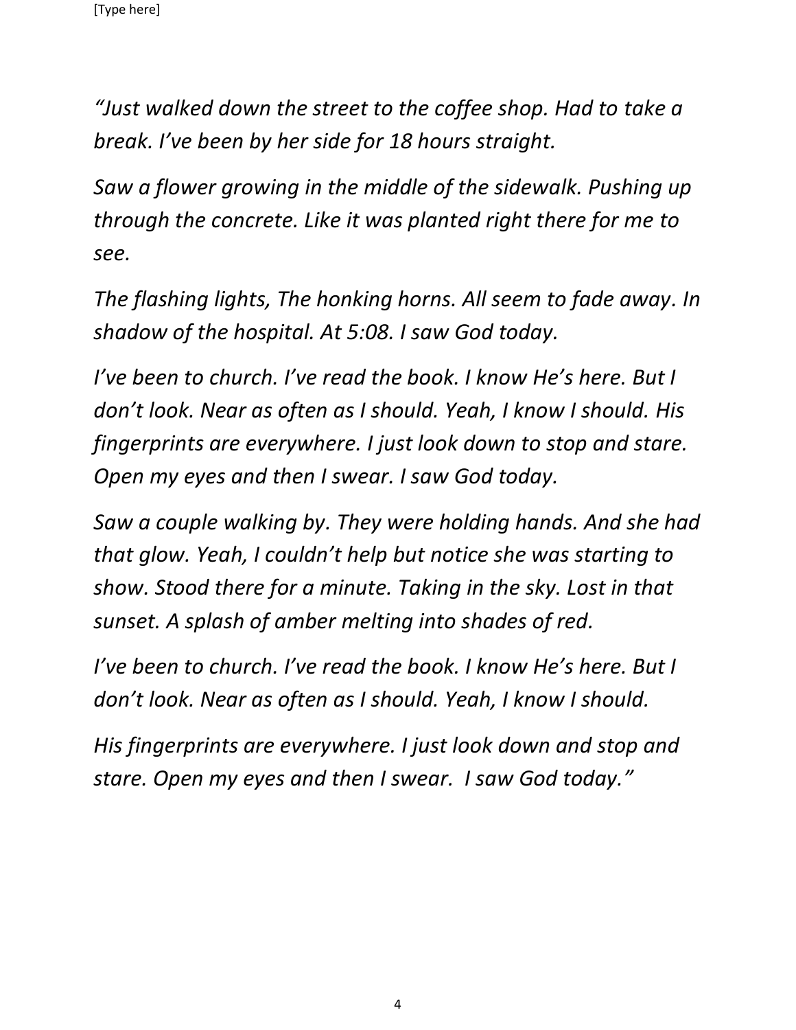*"Just walked down the street to the coffee shop. Had to take a break. I've been by her side for 18 hours straight.*

*Saw a flower growing in the middle of the sidewalk. Pushing up through the concrete. Like it was planted right there for me to see.*

*The flashing lights, The honking horns. All seem to fade away. In shadow of the hospital. At 5:08. I saw God today.*

*I've been to church. I've read the book. I know He's here. But I don't look. Near as often as I should. Yeah, I know I should. His fingerprints are everywhere. I just look down to stop and stare. Open my eyes and then I swear. I saw God today.*

*Saw a couple walking by. They were holding hands. And she had that glow. Yeah, I couldn't help but notice she was starting to show. Stood there for a minute. Taking in the sky. Lost in that sunset. A splash of amber melting into shades of red.*

*I've been to church. I've read the book. I know He's here. But I don't look. Near as often as I should. Yeah, I know I should.*

*His fingerprints are everywhere. I just look down and stop and stare. Open my eyes and then I swear. I saw God today."*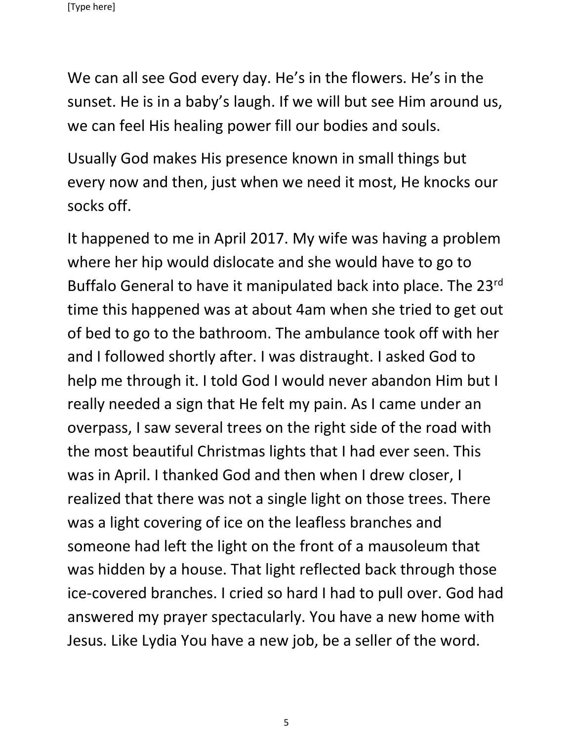We can all see God every day. He's in the flowers. He's in the sunset. He is in a baby's laugh. If we will but see Him around us, we can feel His healing power fill our bodies and souls.

Usually God makes His presence known in small things but every now and then, just when we need it most, He knocks our socks off.

It happened to me in April 2017. My wife was having a problem where her hip would dislocate and she would have to go to Buffalo General to have it manipulated back into place. The 23rd time this happened was at about 4am when she tried to get out of bed to go to the bathroom. The ambulance took off with her and I followed shortly after. I was distraught. I asked God to help me through it. I told God I would never abandon Him but I really needed a sign that He felt my pain. As I came under an overpass, I saw several trees on the right side of the road with the most beautiful Christmas lights that I had ever seen. This was in April. I thanked God and then when I drew closer, I realized that there was not a single light on those trees. There was a light covering of ice on the leafless branches and someone had left the light on the front of a mausoleum that was hidden by a house. That light reflected back through those ice-covered branches. I cried so hard I had to pull over. God had answered my prayer spectacularly. You have a new home with Jesus. Like Lydia You have a new job, be a seller of the word.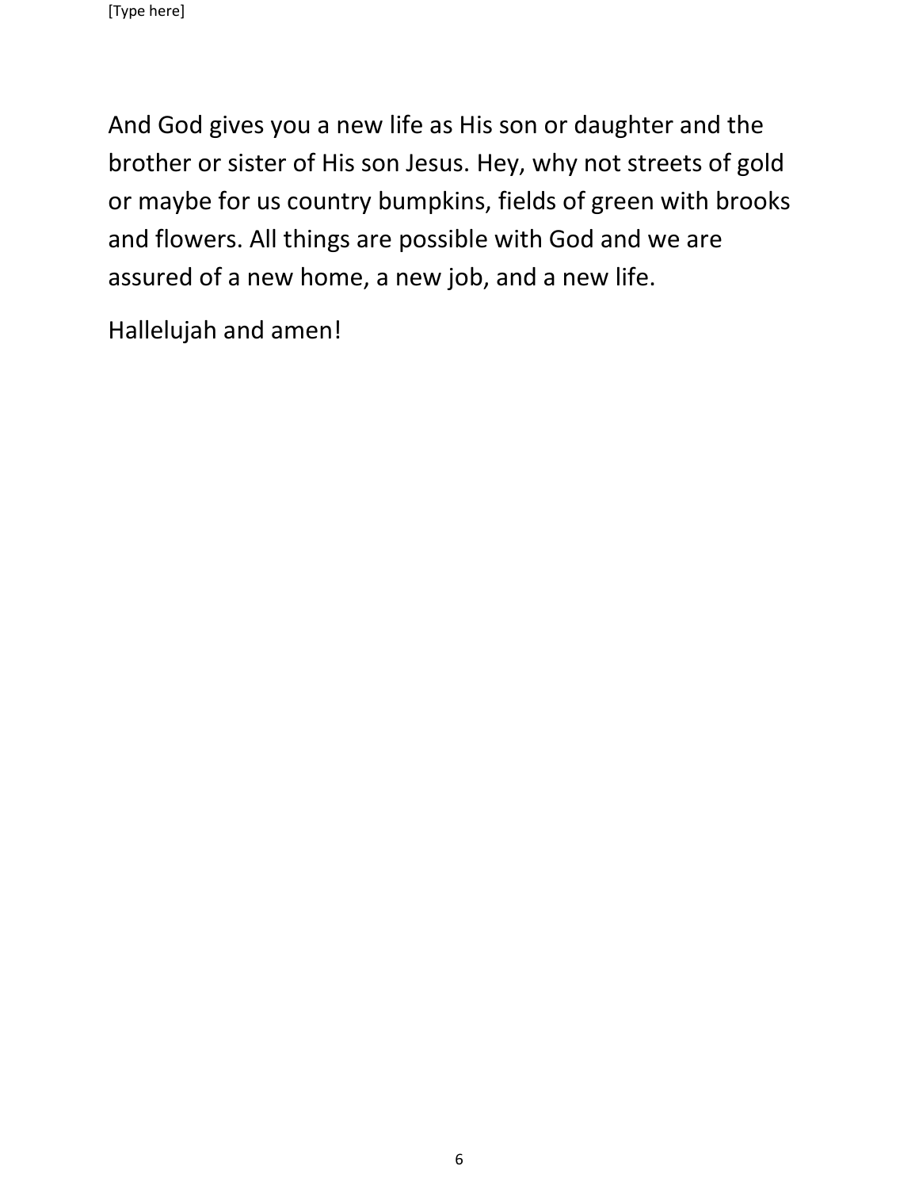And God gives you a new life as His son or daughter and the brother or sister of His son Jesus. Hey, why not streets of gold or maybe for us country bumpkins, fields of green with brooks and flowers. All things are possible with God and we are assured of a new home, a new job, and a new life.

Hallelujah and amen!